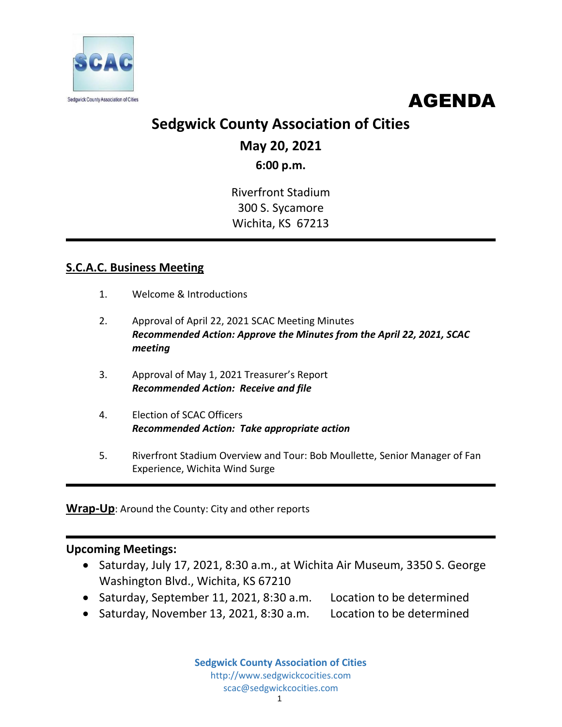SCAC

Sedgwick County Association of Cities

# AGENDA

## Sedgwick County Association of Cities

**May 20, 2021**

**6:00 p.m.**

Riverfront Stadium
300 S. Sycamore
Wichita, KS 67213

---

### S.C.A.C. Business Meeting

1. Welcome & Introductions

2. Approval of April 22, 2021 SCAC Meeting Minutes
   ***Recommended Action: Approve the Minutes from the April 22, 2021, SCAC meeting***

3. Approval of May 1, 2021 Treasurer's Report
   ***Recommended Action: Receive and file***

4. Election of SCAC Officers
   ***Recommended Action: Take appropriate action***

5. Riverfront Stadium Overview and Tour: Bob Moullette, Senior Manager of Fan Experience, Wichita Wind Surge

---

**Wrap-Up**: Around the County: City and other reports

---

**Upcoming Meetings:**

- Saturday, July 17, 2021, 8:30 a.m., at Wichita Air Museum, 3350 S. George Washington Blvd., Wichita, KS 67210
- Saturday, September 11, 2021, 8:30 a.m. Location to be determined
- Saturday, November 13, 2021, 8:30 a.m. Location to be determined

**Sedgwick County Association of Cities**
http://www.sedgwickcocities.com
scac@sedgwickcocities.com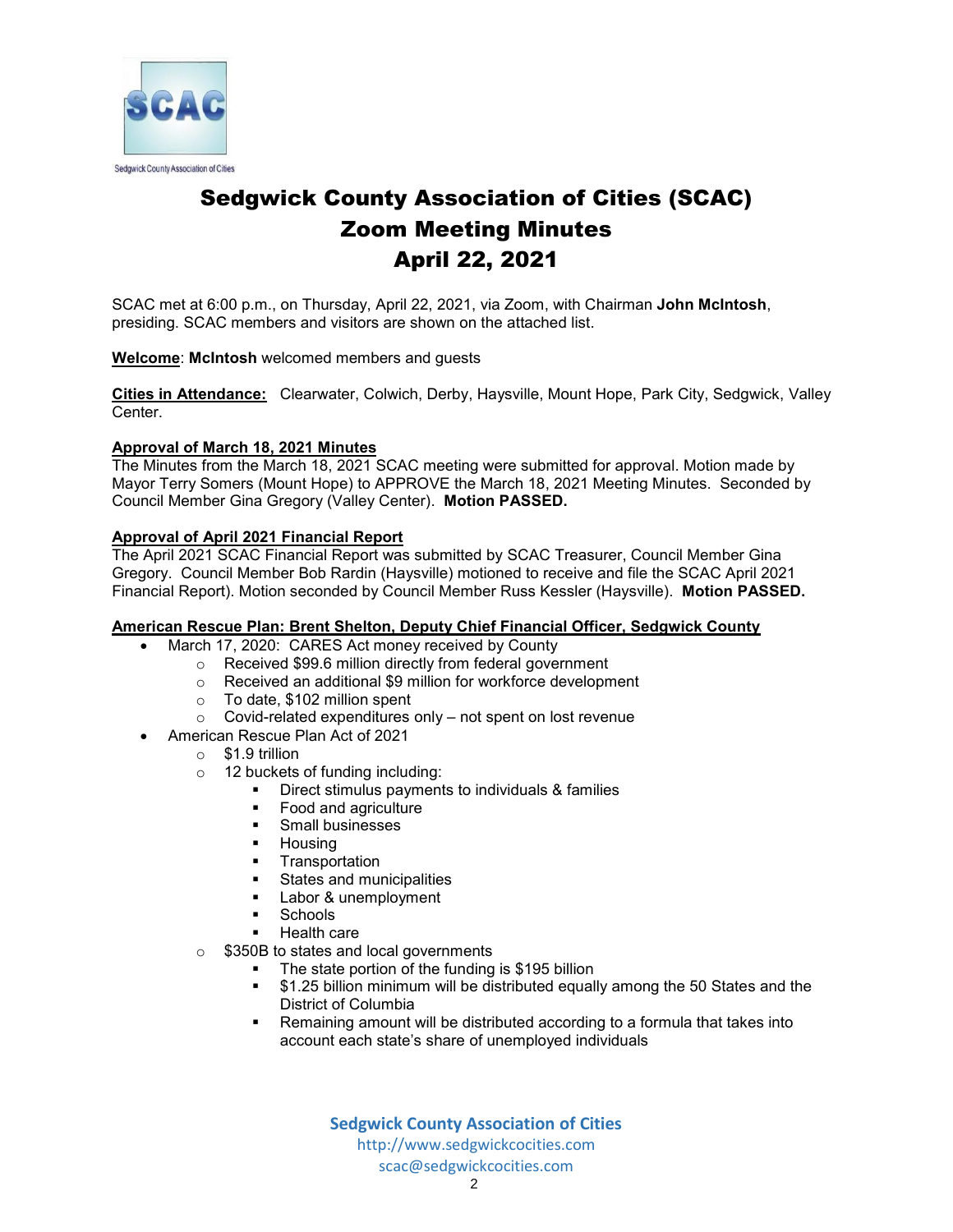# Sedgwick County Association of Cities (SCAC)
# Zoom Meeting Minutes
# April 22, 2021

SCAC met at 6:00 p.m., on Thursday, April 22, 2021, via Zoom, with Chairman **John McIntosh**, presiding. SCAC members and visitors are shown on the attached list.

**Welcome**: **McIntosh** welcomed members and guests

**Cities in Attendance:** Clearwater, Colwich, Derby, Haysville, Mount Hope, Park City, Sedgwick, Valley Center.

**Approval of March 18, 2021 Minutes**

The Minutes from the March 18, 2021 SCAC meeting were submitted for approval. Motion made by Mayor Terry Somers (Mount Hope) to APPROVE the March 18, 2021 Meeting Minutes. Seconded by Council Member Gina Gregory (Valley Center). **Motion PASSED.**

**Approval of April 2021 Financial Report**

The April 2021 SCAC Financial Report was submitted by SCAC Treasurer, Council Member Gina Gregory. Council Member Bob Rardin (Haysville) motioned to receive and file the SCAC April 2021 Financial Report). Motion seconded by Council Member Russ Kessler (Haysville). **Motion PASSED.**

**American Rescue Plan: Brent Shelton, Deputy Chief Financial Officer, Sedgwick County**

- March 17, 2020: CARES Act money received by County
  - Received $99.6 million directly from federal government
  - Received an additional $9 million for workforce development
  - To date, $102 million spent
  - Covid-related expenditures only – not spent on lost revenue
- American Rescue Plan Act of 2021
  - $1.9 trillion
  - 12 buckets of funding including:
    - Direct stimulus payments to individuals & families
    - Food and agriculture
    - Small businesses
    - Housing
    - Transportation
    - States and municipalities
    - Labor & unemployment
    - Schools
    - Health care
  - $350B to states and local governments
    - The state portion of the funding is $195 billion
    - $1.25 billion minimum will be distributed equally among the 50 States and the District of Columbia
    - Remaining amount will be distributed according to a formula that takes into account each state's share of unemployed individuals

**Sedgwick County Association of Cities**
http://www.sedgwickcocities.com
scac@sedgwickcocities.com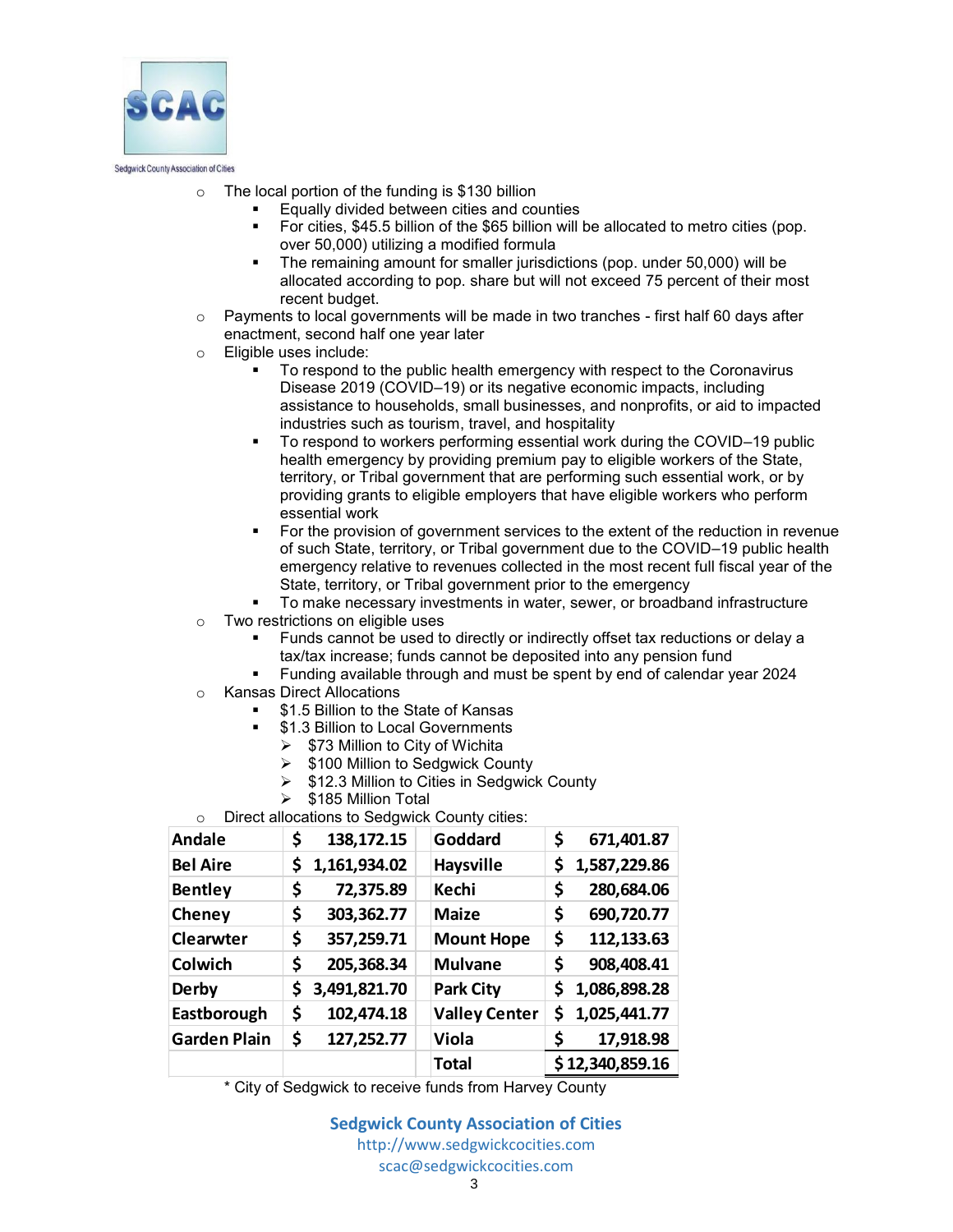- The local portion of the funding is $130 billion
  - Equally divided between cities and counties
  - For cities, $45.5 billion of the $65 billion will be allocated to metro cities (pop. over 50,000) utilizing a modified formula
  - The remaining amount for smaller jurisdictions (pop. under 50,000) will be allocated according to pop. share but will not exceed 75 percent of their most recent budget.
- Payments to local governments will be made in two tranches - first half 60 days after enactment, second half one year later
- Eligible uses include:
  - To respond to the public health emergency with respect to the Coronavirus Disease 2019 (COVID–19) or its negative economic impacts, including assistance to households, small businesses, and nonprofits, or aid to impacted industries such as tourism, travel, and hospitality
  - To respond to workers performing essential work during the COVID–19 public health emergency by providing premium pay to eligible workers of the State, territory, or Tribal government that are performing such essential work, or by providing grants to eligible employers that have eligible workers who perform essential work
  - For the provision of government services to the extent of the reduction in revenue of such State, territory, or Tribal government due to the COVID–19 public health emergency relative to revenues collected in the most recent full fiscal year of the State, territory, or Tribal government prior to the emergency
  - To make necessary investments in water, sewer, or broadband infrastructure
- Two restrictions on eligible uses
  - Funds cannot be used to directly or indirectly offset tax reductions or delay a tax/tax increase; funds cannot be deposited into any pension fund
  - Funding available through and must be spent by end of calendar year 2024
- Kansas Direct Allocations
  - $1.5 Billion to the State of Kansas
  - $1.3 Billion to Local Governments
    - $73 Million to City of Wichita
    - $100 Million to Sedgwick County
    - $12.3 Million to Cities in Sedgwick County
    - $185 Million Total
- Direct allocations to Sedgwick County cities:

| | | | |
|---|---|---|---|
| **Andale** | **$ 138,172.15** | **Goddard** | **$ 671,401.87** |
| **Bel Aire** | **$ 1,161,934.02** | **Haysville** | **$ 1,587,229.86** |
| **Bentley** | **$ 72,375.89** | **Kechi** | **$ 280,684.06** |
| **Cheney** | **$ 303,362.77** | **Maize** | **$ 690,720.77** |
| **Clearwter** | **$ 357,259.71** | **Mount Hope** | **$ 112,133.63** |
| **Colwich** | **$ 205,368.34** | **Mulvane** | **$ 908,408.41** |
| **Derby** | **$ 3,491,821.70** | **Park City** | **$ 1,086,898.28** |
| **Eastborough** | **$ 102,474.18** | **Valley Center** | **$ 1,025,441.77** |
| **Garden Plain** | **$ 127,252.77** | **Viola** | **$ 17,918.98** |
| | | **Total** | **$ 12,340,859.16** |

\* City of Sedgwick to receive funds from Harvey County

**Sedgwick County Association of Cities**
http://www.sedgwickcities.com
scac@sedgwickcities.com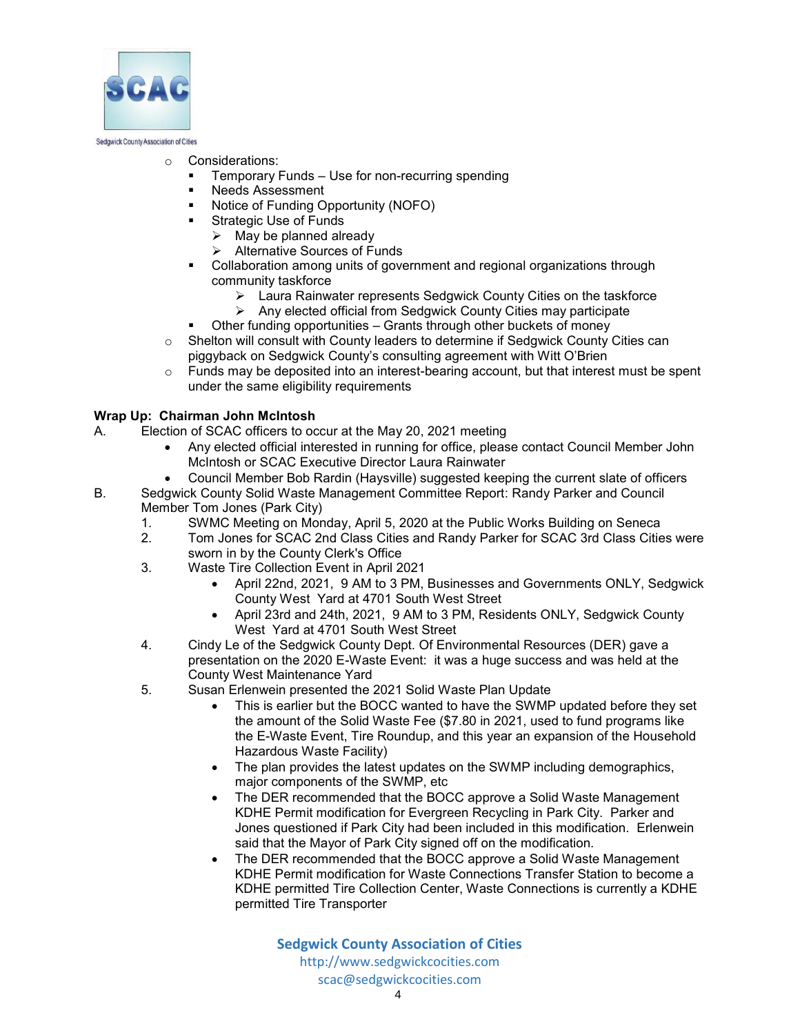- Considerations:
  - Temporary Funds – Use for non-recurring spending
  - Needs Assessment
  - Notice of Funding Opportunity (NOFO)
  - Strategic Use of Funds
    - May be planned already
    - Alternative Sources of Funds
  - Collaboration among units of government and regional organizations through community taskforce
    - Laura Rainwater represents Sedgwick County Cities on the taskforce
    - Any elected official from Sedgwick County Cities may participate
  - Other funding opportunities – Grants through other buckets of money
- Shelton will consult with County leaders to determine if Sedgwick County Cities can piggyback on Sedgwick County's consulting agreement with Witt O'Brien
- Funds may be deposited into an interest-bearing account, but that interest must be spent under the same eligibility requirements

**Wrap Up: Chairman John McIntosh**

A. Election of SCAC officers to occur at the May 20, 2021 meeting
- Any elected official interested in running for office, please contact Council Member John McIntosh or SCAC Executive Director Laura Rainwater
- Council Member Bob Rardin (Haysville) suggested keeping the current slate of officers

B. Sedgwick County Solid Waste Management Committee Report: Randy Parker and Council Member Tom Jones (Park City)

1. SWMC Meeting on Monday, April 5, 2020 at the Public Works Building on Seneca
2. Tom Jones for SCAC 2nd Class Cities and Randy Parker for SCAC 3rd Class Cities were sworn in by the County Clerk's Office
3. Waste Tire Collection Event in April 2021
   - April 22nd, 2021, 9 AM to 3 PM, Businesses and Governments ONLY, Sedgwick County West Yard at 4701 South West Street
   - April 23rd and 24th, 2021, 9 AM to 3 PM, Residents ONLY, Sedgwick County West Yard at 4701 South West Street
4. Cindy Le of the Sedgwick County Dept. Of Environmental Resources (DER) gave a presentation on the 2020 E-Waste Event: it was a huge success and was held at the County West Maintenance Yard
5. Susan Erlenwein presented the 2021 Solid Waste Plan Update
   - This is earlier but the BOCC wanted to have the SWMP updated before they set the amount of the Solid Waste Fee ($7.80 in 2021, used to fund programs like the E-Waste Event, Tire Roundup, and this year an expansion of the Household Hazardous Waste Facility)
   - The plan provides the latest updates on the SWMP including demographics, major components of the SWMP, etc
   - The DER recommended that the BOCC approve a Solid Waste Management KDHE Permit modification for Evergreen Recycling in Park City. Parker and Jones questioned if Park City had been included in this modification. Erlenwein said that the Mayor of Park City signed off on the modification.
   - The DER recommended that the BOCC approve a Solid Waste Management KDHE Permit modification for Waste Connections Transfer Station to become a KDHE permitted Tire Collection Center, Waste Connections is currently a KDHE permitted Tire Transporter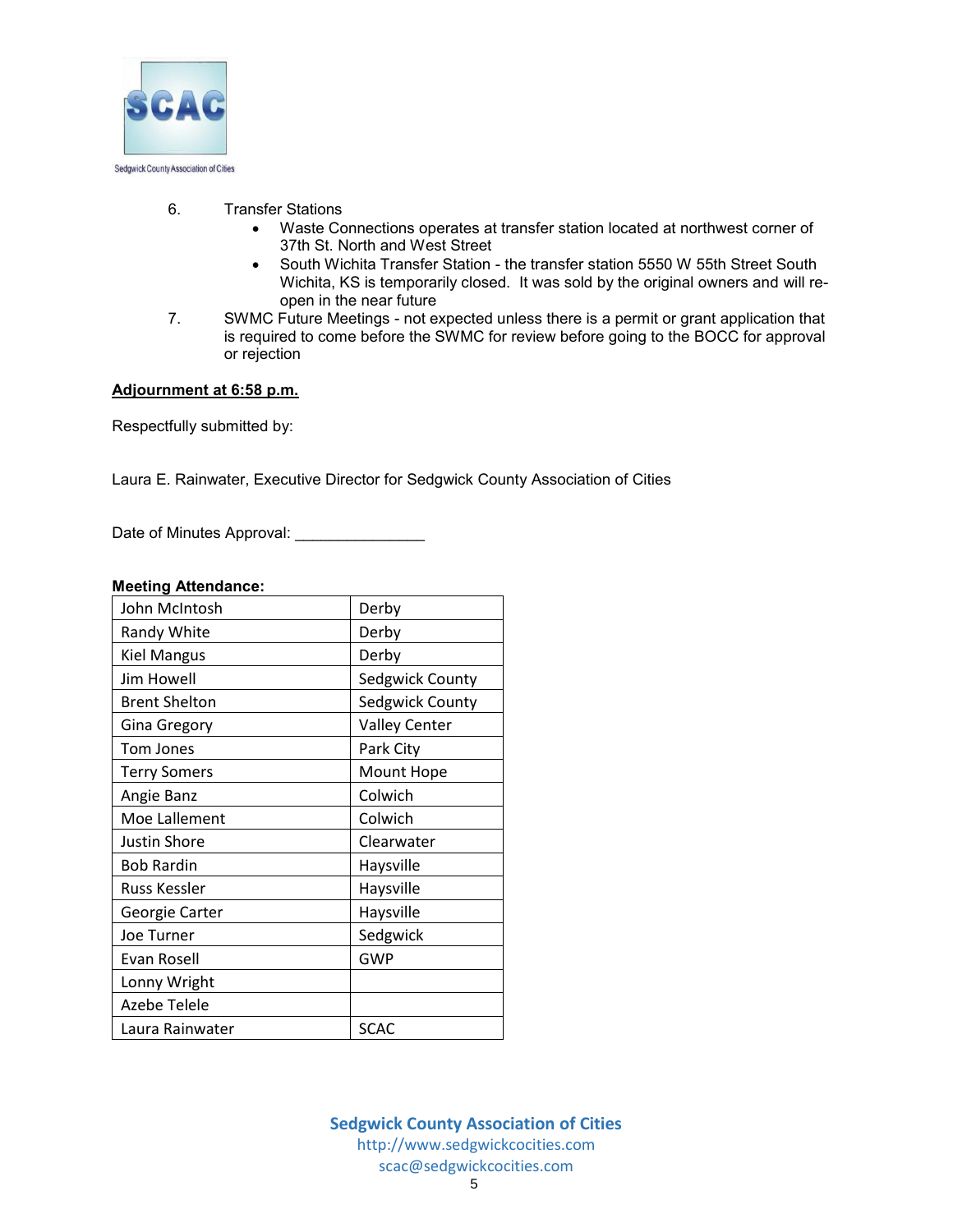6. Transfer Stations
   - Waste Connections operates at transfer station located at northwest corner of 37th St. North and West Street
   - South Wichita Transfer Station - the transfer station 5550 W 55th Street South Wichita, KS is temporarily closed. It was sold by the original owners and will re-open in the near future
7. SWMC Future Meetings - not expected unless there is a permit or grant application that is required to come before the SWMC for review before going to the BOCC for approval or rejection

**Adjournment at 6:58 p.m.**

Respectfully submitted by:

Laura E. Rainwater, Executive Director for Sedgwick County Association of Cities

Date of Minutes Approval: _______________

**Meeting Attendance:**

| | |
|---|---|
| John McIntosh | Derby |
| Randy White | Derby |
| Kiel Mangus | Derby |
| Jim Howell | Sedgwick County |
| Brent Shelton | Sedgwick County |
| Gina Gregory | Valley Center |
| Tom Jones | Park City |
| Terry Somers | Mount Hope |
| Angie Banz | Colwich |
| Moe Lallement | Colwich |
| Justin Shore | Clearwater |
| Bob Rardin | Haysville |
| Russ Kessler | Haysville |
| Georgie Carter | Haysville |
| Joe Turner | Sedgwick |
| Evan Rosell | GWP |
| Lonny Wright | |
| Azebe Telele | |
| Laura Rainwater | SCAC |